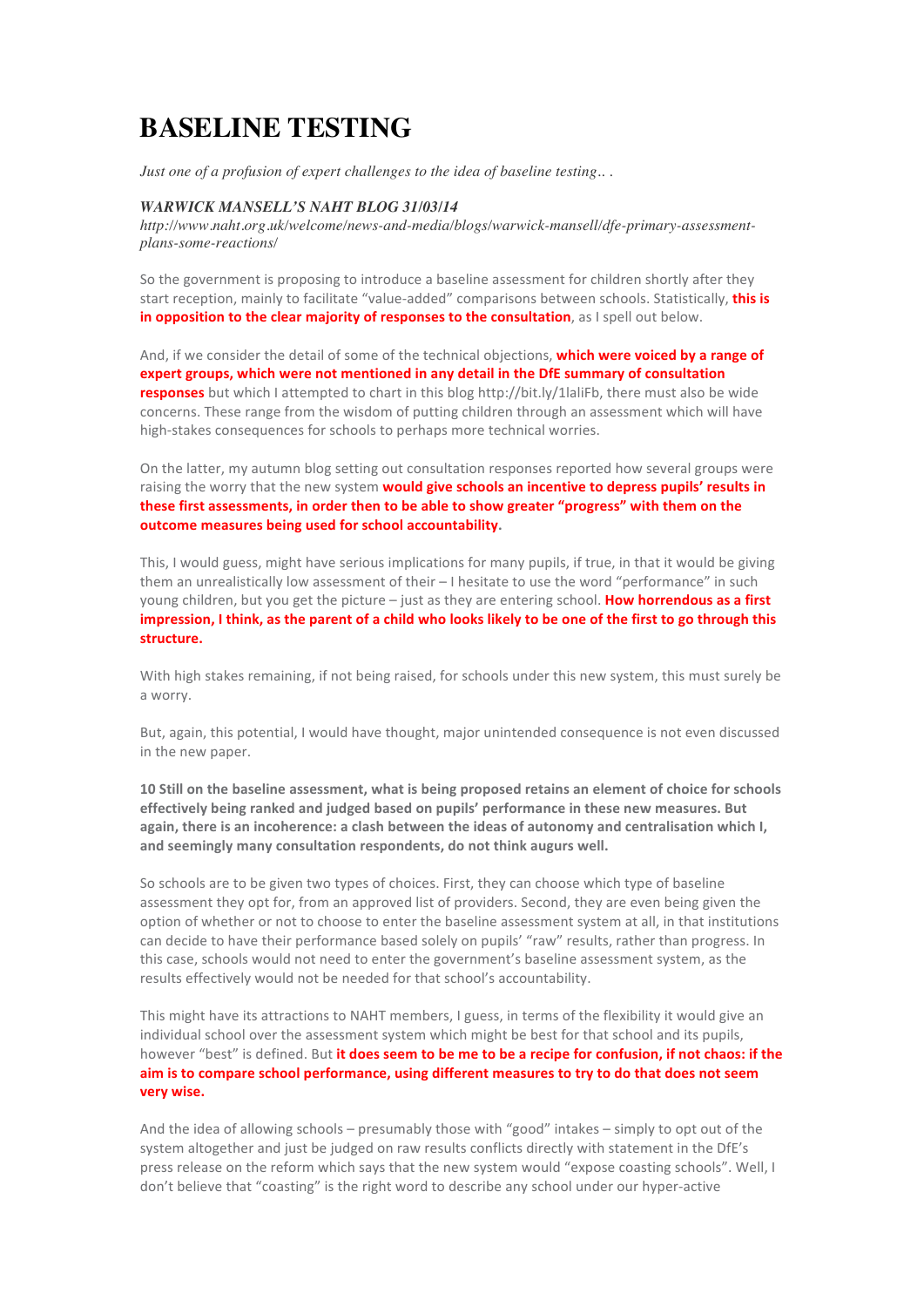# BASELINE TESTING

*Just one of a profusion of expert challenges to the idea of baseline testing.. .*

***WARWICK MANSELL'S NAHT BLOG 31/03/14***

*http://www.naht.org.uk/welcome/news-and-media/blogs/warwick-mansell/dfe-primary-assessment-plans-some-reactions/*

So the government is proposing to introduce a baseline assessment for children shortly after they start reception, mainly to facilitate "value-added" comparisons between schools. Statistically, **this is in opposition to the clear majority of responses to the consultation**, as I spell out below.

And, if we consider the detail of some of the technical objections, **which were voiced by a range of expert groups, which were not mentioned in any detail in the DfE summary of consultation responses** but which I attempted to chart in this blog http://bit.ly/1laliFb, there must also be wide concerns. These range from the wisdom of putting children through an assessment which will have high-stakes consequences for schools to perhaps more technical worries.

On the latter, my autumn blog setting out consultation responses reported how several groups were raising the worry that the new system **would give schools an incentive to depress pupils' results in these first assessments, in order then to be able to show greater "progress" with them on the outcome measures being used for school accountability.**

This, I would guess, might have serious implications for many pupils, if true, in that it would be giving them an unrealistically low assessment of their – I hesitate to use the word "performance" in such young children, but you get the picture – just as they are entering school. **How horrendous as a first impression, I think, as the parent of a child who looks likely to be one of the first to go through this structure.**

With high stakes remaining, if not being raised, for schools under this new system, this must surely be a worry.

But, again, this potential, I would have thought, major unintended consequence is not even discussed in the new paper.

**10 Still on the baseline assessment, what is being proposed retains an element of choice for schools effectively being ranked and judged based on pupils' performance in these new measures. But again, there is an incoherence: a clash between the ideas of autonomy and centralisation which I, and seemingly many consultation respondents, do not think augurs well.**

So schools are to be given two types of choices. First, they can choose which type of baseline assessment they opt for, from an approved list of providers. Second, they are even being given the option of whether or not to choose to enter the baseline assessment system at all, in that institutions can decide to have their performance based solely on pupils' "raw" results, rather than progress. In this case, schools would not need to enter the government's baseline assessment system, as the results effectively would not be needed for that school's accountability.

This might have its attractions to NAHT members, I guess, in terms of the flexibility it would give an individual school over the assessment system which might be best for that school and its pupils, however "best" is defined. But **it does seem to be me to be a recipe for confusion, if not chaos: if the aim is to compare school performance, using different measures to try to do that does not seem very wise.**

And the idea of allowing schools – presumably those with "good" intakes – simply to opt out of the system altogether and just be judged on raw results conflicts directly with statement in the DfE's press release on the reform which says that the new system would "expose coasting schools". Well, I don't believe that "coasting" is the right word to describe any school under our hyper-active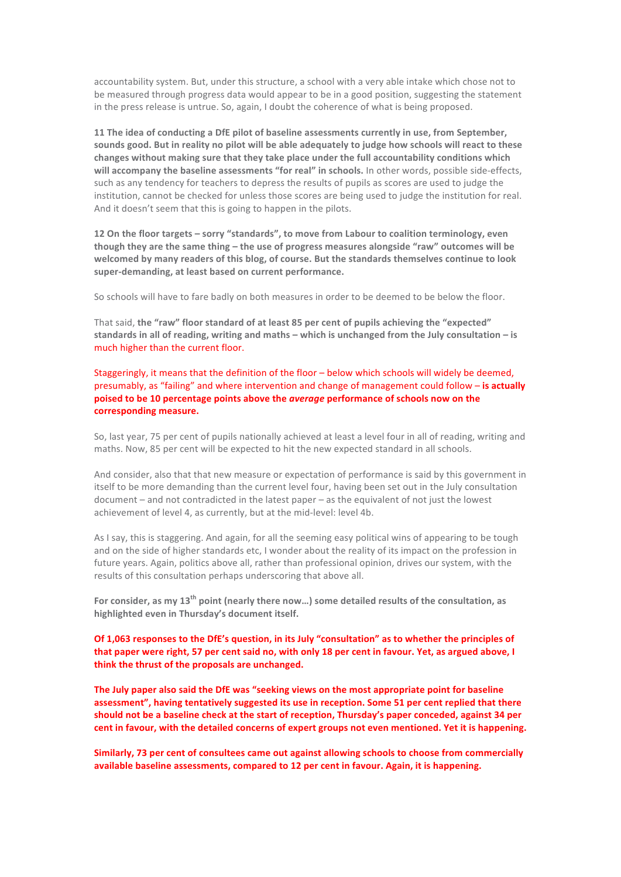accountability system. But, under this structure, a school with a very able intake which chose not to be measured through progress data would appear to be in a good position, suggesting the statement in the press release is untrue. So, again, I doubt the coherence of what is being proposed.

**11 The idea of conducting a DfE pilot of baseline assessments currently in use, from September, sounds good. But in reality no pilot will be able adequately to judge how schools will react to these changes without making sure that they take place under the full accountability conditions which will accompany the baseline assessments "for real" in schools.** In other words, possible side-effects, such as any tendency for teachers to depress the results of pupils as scores are used to judge the institution, cannot be checked for unless those scores are being used to judge the institution for real. And it doesn't seem that this is going to happen in the pilots.

**12 On the floor targets – sorry "standards", to move from Labour to coalition terminology, even though they are the same thing – the use of progress measures alongside "raw" outcomes will be welcomed by many readers of this blog, of course. But the standards themselves continue to look super-demanding, at least based on current performance.**

So schools will have to fare badly on both measures in order to be deemed to be below the floor.

That said, **the "raw" floor standard of at least 85 per cent of pupils achieving the "expected" standards in all of reading, writing and maths – which is unchanged from the July consultation – is** much higher than the current floor.

Staggeringly, it means that the definition of the floor – below which schools will widely be deemed, presumably, as "failing" and where intervention and change of management could follow – **is actually poised to be 10 percentage points above the *average* performance of schools now on the corresponding measure.**

So, last year, 75 per cent of pupils nationally achieved at least a level four in all of reading, writing and maths. Now, 85 per cent will be expected to hit the new expected standard in all schools.

And consider, also that that new measure or expectation of performance is said by this government in itself to be more demanding than the current level four, having been set out in the July consultation document – and not contradicted in the latest paper – as the equivalent of not just the lowest achievement of level 4, as currently, but at the mid-level: level 4b.

As I say, this is staggering. And again, for all the seeming easy political wins of appearing to be tough and on the side of higher standards etc, I wonder about the reality of its impact on the profession in future years. Again, politics above all, rather than professional opinion, drives our system, with the results of this consultation perhaps underscoring that above all.

**For consider, as my 13th point (nearly there now…) some detailed results of the consultation, as highlighted even in Thursday's document itself.**

**Of 1,063 responses to the DfE's question, in its July "consultation" as to whether the principles of that paper were right, 57 per cent said no, with only 18 per cent in favour. Yet, as argued above, I think the thrust of the proposals are unchanged.**

**The July paper also said the DfE was "seeking views on the most appropriate point for baseline assessment", having tentatively suggested its use in reception. Some 51 per cent replied that there should not be a baseline check at the start of reception, Thursday's paper conceded, against 34 per cent in favour, with the detailed concerns of expert groups not even mentioned. Yet it is happening.**

**Similarly, 73 per cent of consultees came out against allowing schools to choose from commercially available baseline assessments, compared to 12 per cent in favour. Again, it is happening.**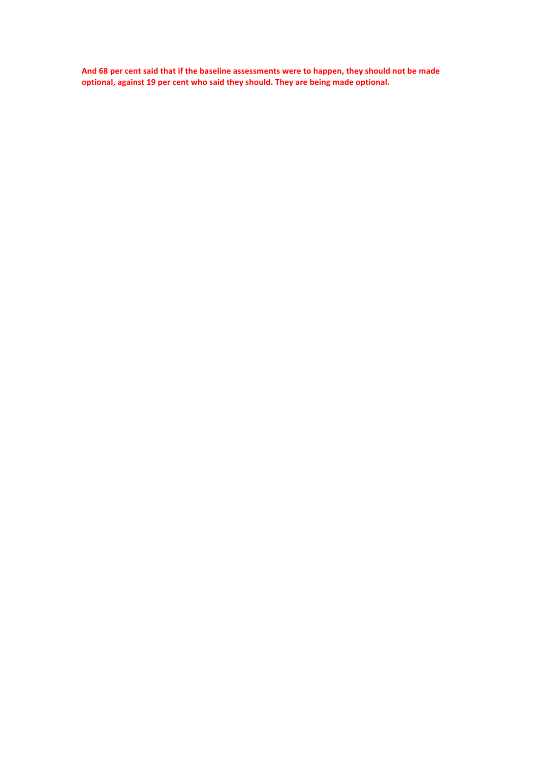**And 68 per cent said that if the baseline assessments were to happen, they should not be made optional, against 19 per cent who said they should. They are being made optional.**